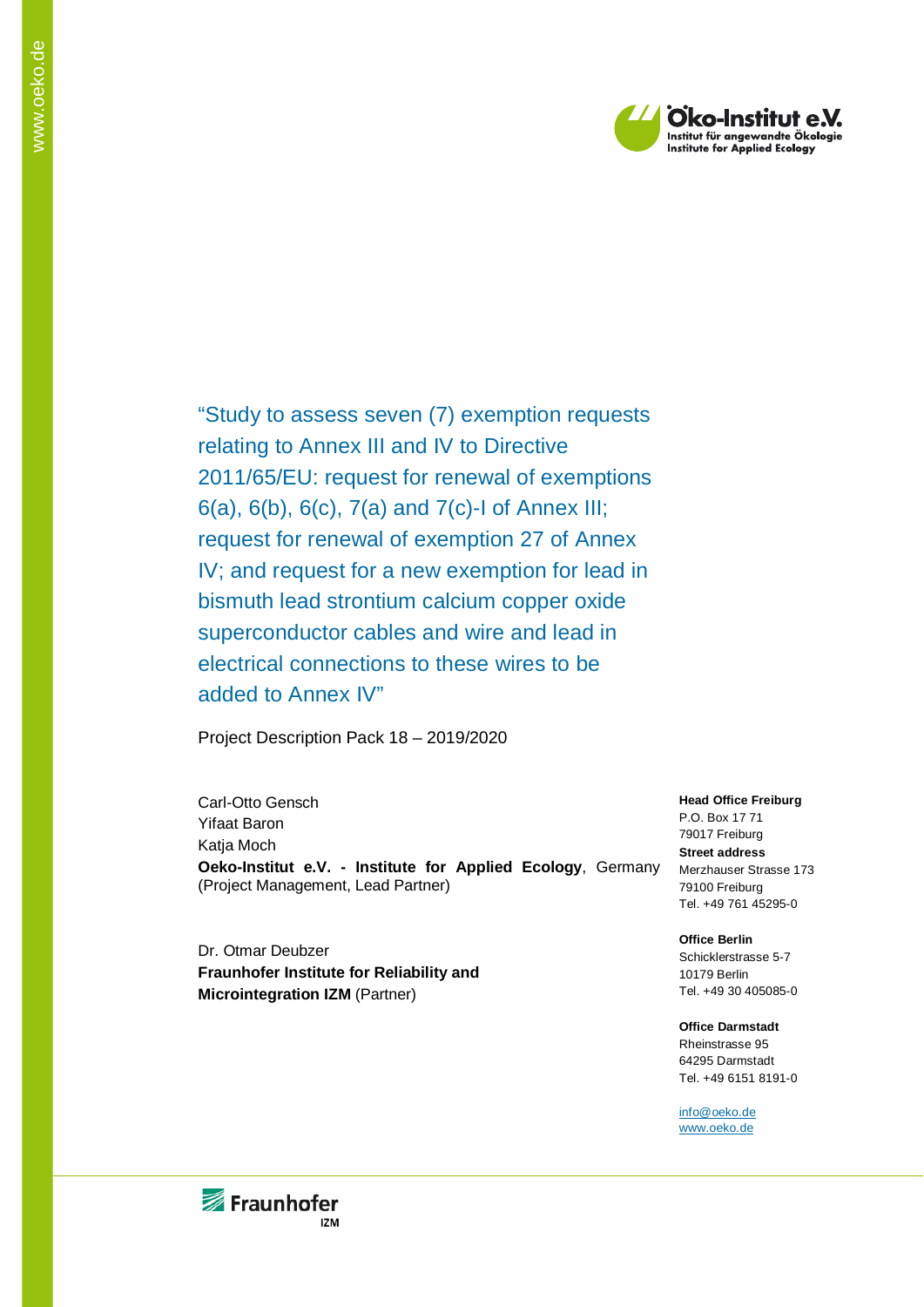Öko-Institut e.V.
Institut für angewandte Ökologie
Institute for Applied Ecology

# "Study to assess seven (7) exemption requests relating to Annex III and IV to Directive 2011/65/EU: request for renewal of exemptions 6(a), 6(b), 6(c), 7(a) and 7(c)-I of Annex III; request for renewal of exemption 27 of Annex IV; and request for a new exemption for lead in bismuth lead strontium calcium copper oxide superconductor cables and wire and lead in electrical connections to these wires to be added to Annex IV"

Project Description Pack 18 – 2019/2020

Carl-Otto Gensch
Yifaat Baron
Katja Moch
**Oeko-Institut e.V. - Institute for Applied Ecology**, Germany (Project Management, Lead Partner)

Dr. Otmar Deubzer
**Fraunhofer Institute for Reliability and Microintegration IZM** (Partner)

**Head Office Freiburg**
P.O. Box 17 71
79017 Freiburg
**Street address**
Merzhauser Strasse 173
79100 Freiburg
Tel. +49 761 45295-0

**Office Berlin**
Schicklerstrasse 5-7
10179 Berlin
Tel. +49 30 405085-0

**Office Darmstadt**
Rheinstrasse 95
64295 Darmstadt
Tel. +49 6151 8191-0

info@oeko.de
www.oeko.de

www.oeko.de

Fraunhofer
IZM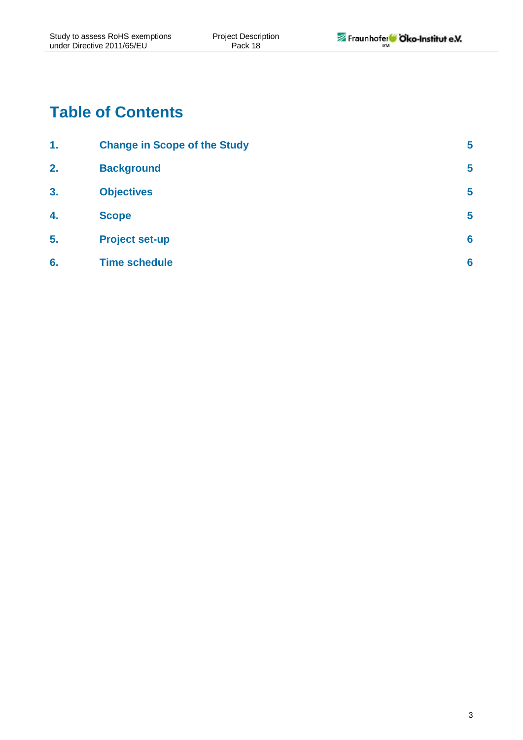# Table of Contents

| | | |
|---|---|---|
| 1. | Change in Scope of the Study | 5 |
| 2. | Background | 5 |
| 3. | Objectives | 5 |
| 4. | Scope | 5 |
| 5. | Project set-up | 6 |
| 6. | Time schedule | 6 |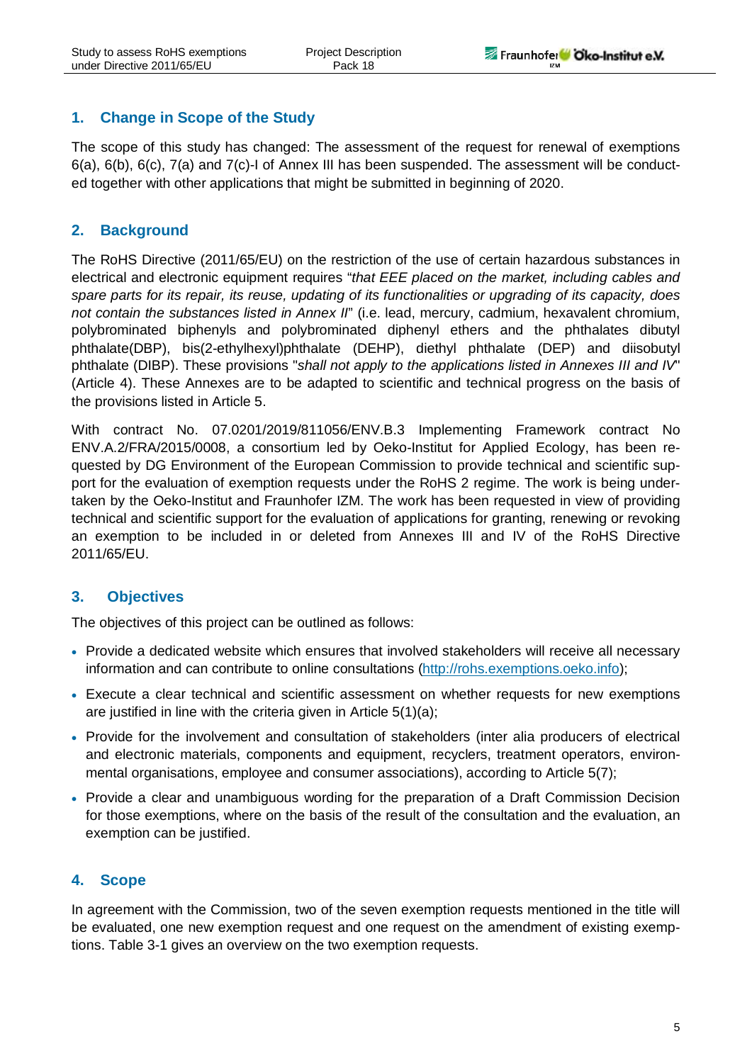## 1. Change in Scope of the Study

The scope of this study has changed: The assessment of the request for renewal of exemptions 6(a), 6(b), 6(c), 7(a) and 7(c)-I of Annex III has been suspended. The assessment will be conducted together with other applications that might be submitted in beginning of 2020.

## 2. Background

The RoHS Directive (2011/65/EU) on the restriction of the use of certain hazardous substances in electrical and electronic equipment requires "*that EEE placed on the market, including cables and spare parts for its repair, its reuse, updating of its functionalities or upgrading of its capacity, does not contain the substances listed in Annex II*" (i.e. lead, mercury, cadmium, hexavalent chromium, polybrominated biphenyls and polybrominated diphenyl ethers and the phthalates dibutyl phthalate(DBP), bis(2-ethylhexyl)phthalate (DEHP), diethyl phthalate (DEP) and diisobutyl phthalate (DIBP). These provisions "*shall not apply to the applications listed in Annexes III and IV*" (Article 4). These Annexes are to be adapted to scientific and technical progress on the basis of the provisions listed in Article 5.

With contract No. 07.0201/2019/811056/ENV.B.3 Implementing Framework contract No ENV.A.2/FRA/2015/0008, a consortium led by Oeko-Institut for Applied Ecology, has been requested by DG Environment of the European Commission to provide technical and scientific support for the evaluation of exemption requests under the RoHS 2 regime. The work is being undertaken by the Oeko-Institut and Fraunhofer IZM. The work has been requested in view of providing technical and scientific support for the evaluation of applications for granting, renewing or revoking an exemption to be included in or deleted from Annexes III and IV of the RoHS Directive 2011/65/EU.

## 3. Objectives

The objectives of this project can be outlined as follows:

- Provide a dedicated website which ensures that involved stakeholders will receive all necessary information and can contribute to online consultations (http://rohs.exemptions.oeko.info);
- Execute a clear technical and scientific assessment on whether requests for new exemptions are justified in line with the criteria given in Article 5(1)(a);
- Provide for the involvement and consultation of stakeholders (inter alia producers of electrical and electronic materials, components and equipment, recyclers, treatment operators, environmental organisations, employee and consumer associations), according to Article 5(7);
- Provide a clear and unambiguous wording for the preparation of a Draft Commission Decision for those exemptions, where on the basis of the result of the consultation and the evaluation, an exemption can be justified.

## 4. Scope

In agreement with the Commission, two of the seven exemption requests mentioned in the title will be evaluated, one new exemption request and one request on the amendment of existing exemptions. Table 3-1 gives an overview on the two exemption requests.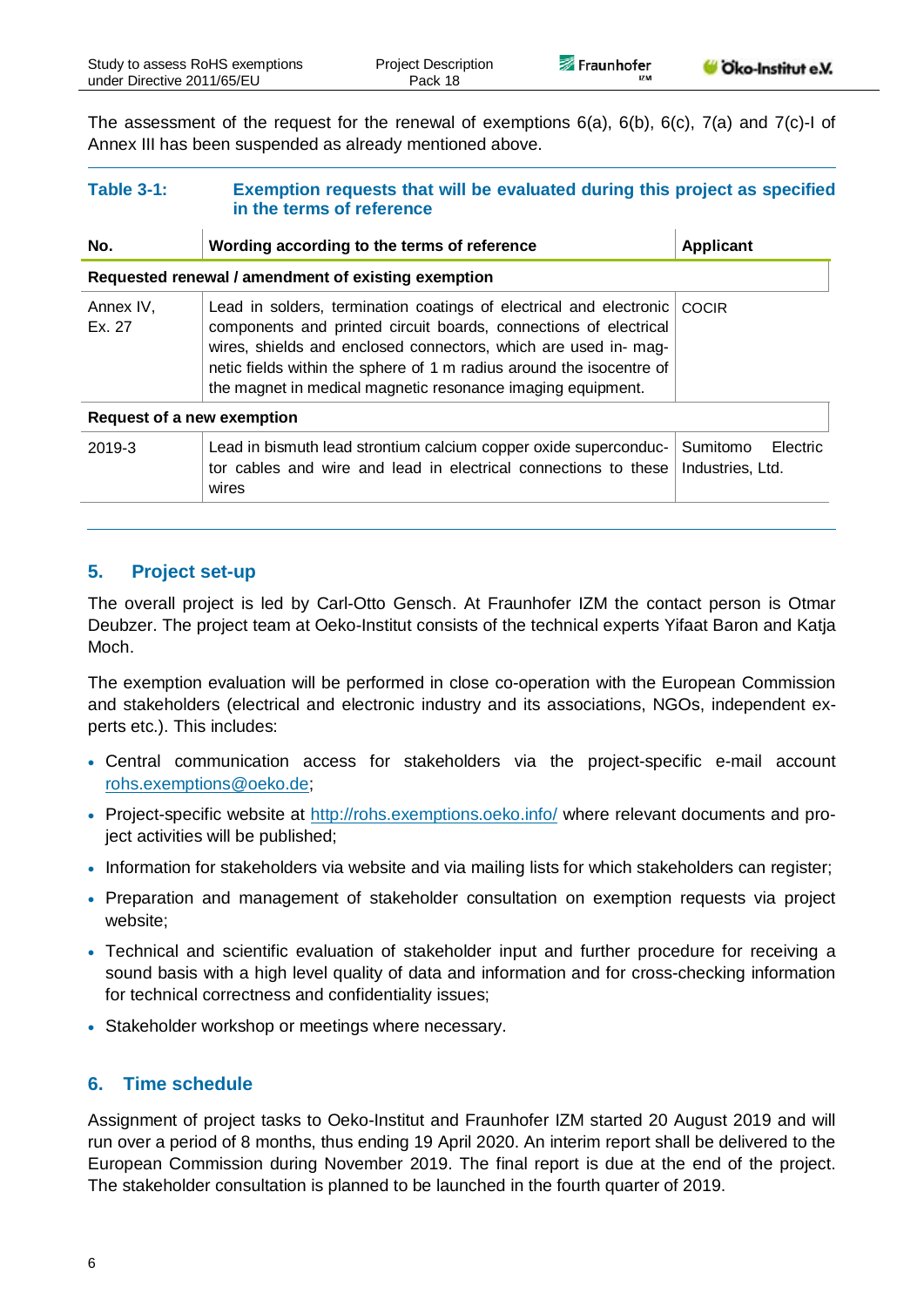The assessment of the request for the renewal of exemptions 6(a), 6(b), 6(c), 7(a) and 7(c)-I of Annex III has been suspended as already mentioned above.

**Table 3-1: Exemption requests that will be evaluated during this project as specified in the terms of reference**

| No. | Wording according to the terms of reference | Applicant |
|---|---|---|
| **Requested renewal / amendment of existing exemption** | | |
| Annex IV, Ex. 27 | Lead in solders, termination coatings of electrical and electronic components and printed circuit boards, connections of electrical wires, shields and enclosed connectors, which are used in- magnetic fields within the sphere of 1 m radius around the isocentre of the magnet in medical magnetic resonance imaging equipment. | COCIR |
| **Request of a new exemption** | | |
| 2019-3 | Lead in bismuth lead strontium calcium copper oxide superconductor cables and wire and lead in electrical connections to these wires | Sumitomo Electric Industries, Ltd. |

## 5. Project set-up

The overall project is led by Carl-Otto Gensch. At Fraunhofer IZM the contact person is Otmar Deubzer. The project team at Oeko-Institut consists of the technical experts Yifaat Baron and Katja Moch.

The exemption evaluation will be performed in close co-operation with the European Commission and stakeholders (electrical and electronic industry and its associations, NGOs, independent experts etc.). This includes:

- Central communication access for stakeholders via the project-specific e-mail account rohs.exemptions@oeko.de;
- Project-specific website at http://rohs.exemptions.oeko.info/ where relevant documents and project activities will be published;
- Information for stakeholders via website and via mailing lists for which stakeholders can register;
- Preparation and management of stakeholder consultation on exemption requests via project website;
- Technical and scientific evaluation of stakeholder input and further procedure for receiving a sound basis with a high level quality of data and information and for cross-checking information for technical correctness and confidentiality issues;
- Stakeholder workshop or meetings where necessary.

## 6. Time schedule

Assignment of project tasks to Oeko-Institut and Fraunhofer IZM started 20 August 2019 and will run over a period of 8 months, thus ending 19 April 2020. An interim report shall be delivered to the European Commission during November 2019. The final report is due at the end of the project. The stakeholder consultation is planned to be launched in the fourth quarter of 2019.